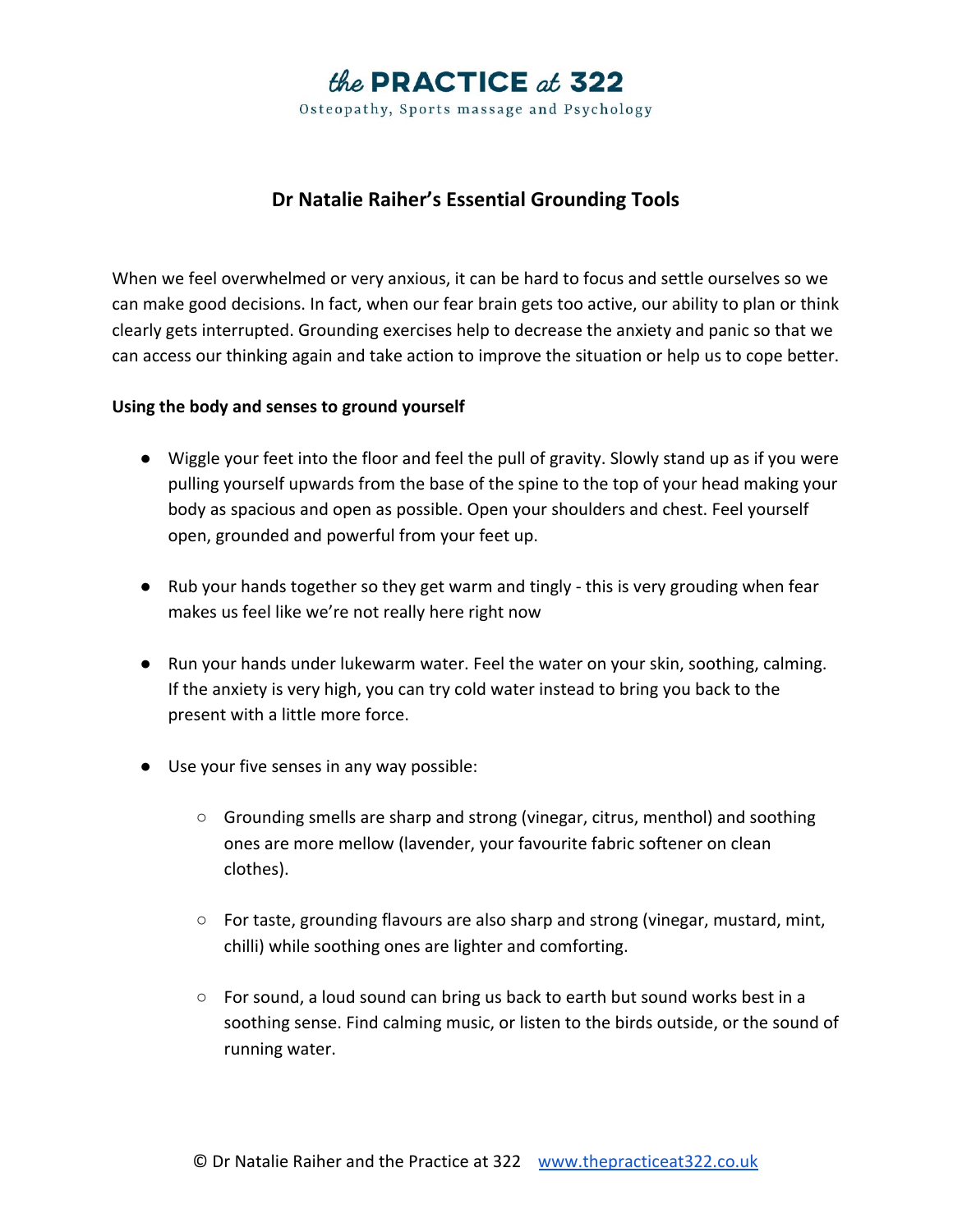# the PRACTICE at 322

Osteopathy, Sports massage and Psychology

## Dr Natalie Raiher's Essential Grounding Tools

When we feel overwhelmed or very anxious, it can be hard to focus and settle ourselves so we can make good decisions. In fact, when our fear brain gets too active, our ability to plan or think clearly gets interrupted. Grounding exercises help to decrease the anxiety and panic so that we can access our thinking again and take action to improve the situation or help us to cope better.

**Using the body and senses to ground yourself**

- Wiggle your feet into the floor and feel the pull of gravity. Slowly stand up as if you were pulling yourself upwards from the base of the spine to the top of your head making your body as spacious and open as possible. Open your shoulders and chest. Feel yourself open, grounded and powerful from your feet up.

- Rub your hands together so they get warm and tingly - this is very grouding when fear makes us feel like we're not really here right now

- Run your hands under lukewarm water. Feel the water on your skin, soothing, calming. If the anxiety is very high, you can try cold water instead to bring you back to the present with a little more force.

- Use your five senses in any way possible:
  - Grounding smells are sharp and strong (vinegar, citrus, menthol) and soothing ones are more mellow (lavender, your favourite fabric softener on clean clothes).
  - For taste, grounding flavours are also sharp and strong (vinegar, mustard, mint, chilli) while soothing ones are lighter and comforting.
  - For sound, a loud sound can bring us back to earth but sound works best in a soothing sense. Find calming music, or listen to the birds outside, or the sound of running water.

© Dr Natalie Raiher and the Practice at 322 www.thepracticeat322.co.uk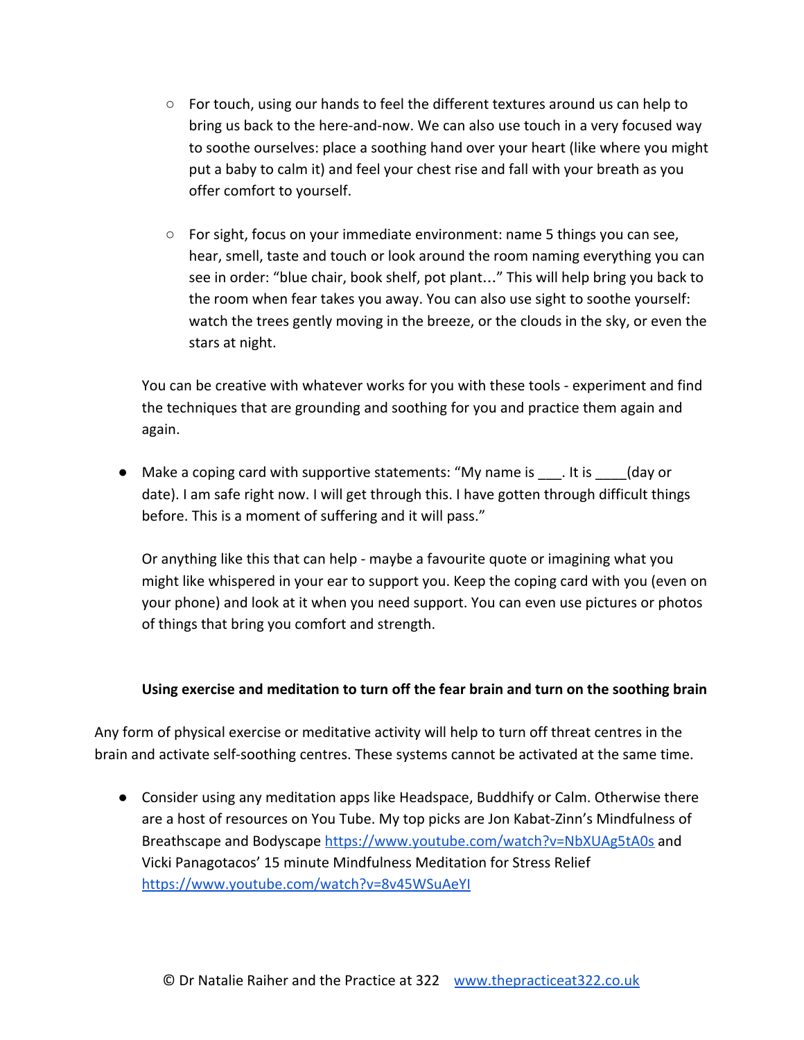- For touch, using our hands to feel the different textures around us can help to bring us back to the here-and-now. We can also use touch in a very focused way to soothe ourselves: place a soothing hand over your heart (like where you might put a baby to calm it) and feel your chest rise and fall with your breath as you offer comfort to yourself.

- For sight, focus on your immediate environment: name 5 things you can see, hear, smell, taste and touch or look around the room naming everything you can see in order: "blue chair, book shelf, pot plant…" This will help bring you back to the room when fear takes you away. You can also use sight to soothe yourself: watch the trees gently moving in the breeze, or the clouds in the sky, or even the stars at night.

You can be creative with whatever works for you with these tools - experiment and find the techniques that are grounding and soothing for you and practice them again and again.

- Make a coping card with supportive statements: "My name is ___. It is ____(day or date). I am safe right now. I will get through this. I have gotten through difficult things before. This is a moment of suffering and it will pass."

  Or anything like this that can help - maybe a favourite quote or imagining what you might like whispered in your ear to support you. Keep the coping card with you (even on your phone) and look at it when you need support. You can even use pictures or photos of things that bring you comfort and strength.

**Using exercise and meditation to turn off the fear brain and turn on the soothing brain**

Any form of physical exercise or meditative activity will help to turn off threat centres in the brain and activate self-soothing centres. These systems cannot be activated at the same time.

- Consider using any meditation apps like Headspace, Buddhify or Calm. Otherwise there are a host of resources on You Tube. My top picks are Jon Kabat-Zinn's Mindfulness of Breathscape and Bodyscape https://www.youtube.com/watch?v=NbXUAg5tA0s and Vicki Panagotacos' 15 minute Mindfulness Meditation for Stress Relief https://www.youtube.com/watch?v=8v45WSuAeYI

© Dr Natalie Raiher and the Practice at 322 www.thepracticeat322.co.uk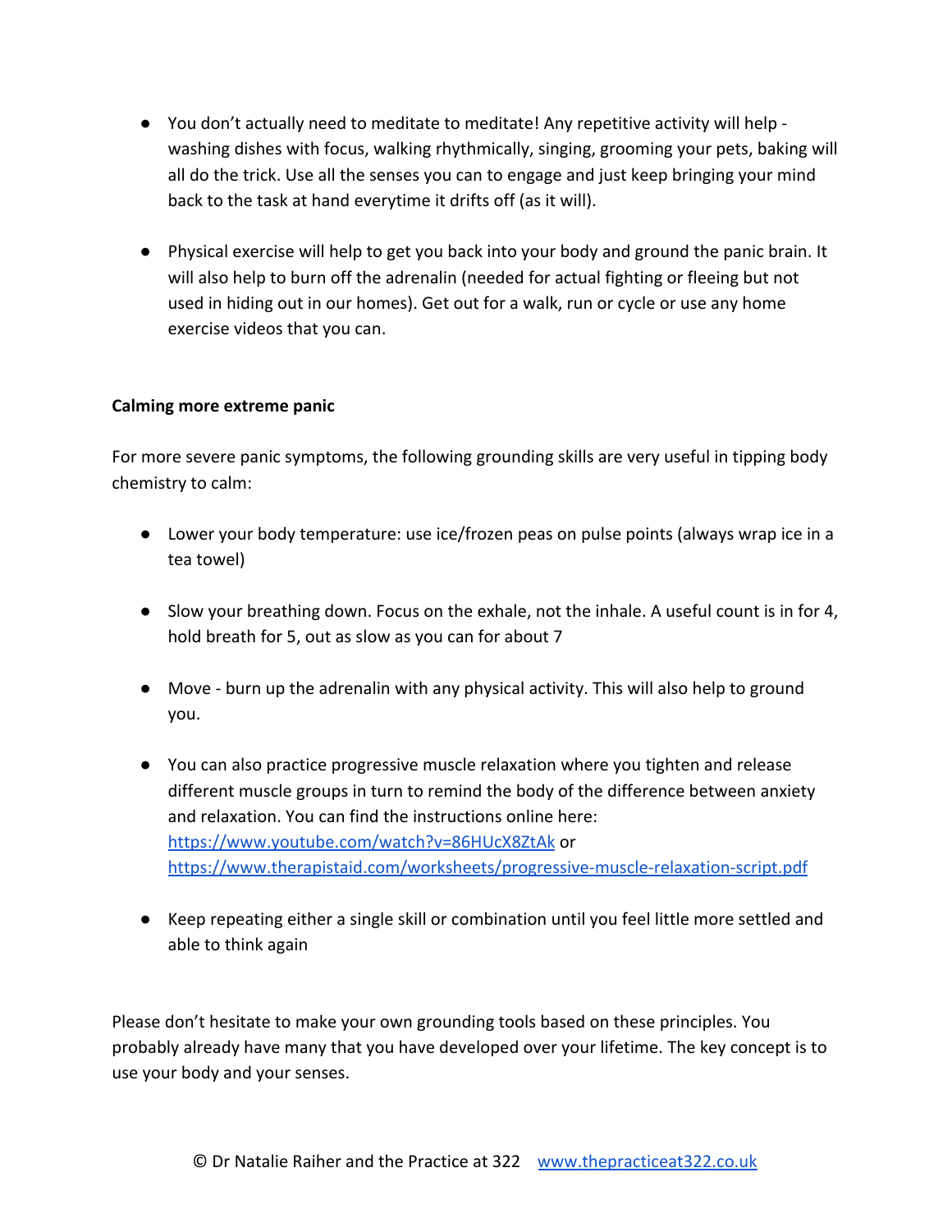- You don't actually need to meditate to meditate! Any repetitive activity will help - washing dishes with focus, walking rhythmically, singing, grooming your pets, baking will all do the trick. Use all the senses you can to engage and just keep bringing your mind back to the task at hand everytime it drifts off (as it will).

- Physical exercise will help to get you back into your body and ground the panic brain. It will also help to burn off the adrenalin (needed for actual fighting or fleeing but not used in hiding out in our homes). Get out for a walk, run or cycle or use any home exercise videos that you can.

**Calming more extreme panic**

For more severe panic symptoms, the following grounding skills are very useful in tipping body chemistry to calm:

- Lower your body temperature: use ice/frozen peas on pulse points (always wrap ice in a tea towel)

- Slow your breathing down. Focus on the exhale, not the inhale. A useful count is in for 4, hold breath for 5, out as slow as you can for about 7

- Move - burn up the adrenalin with any physical activity. This will also help to ground you.

- You can also practice progressive muscle relaxation where you tighten and release different muscle groups in turn to remind the body of the difference between anxiety and relaxation. You can find the instructions online here: [https://www.youtube.com/watch?v=86HUcX8ZtAk](https://www.youtube.com/watch?v=86HUcX8ZtAk) or [https://www.therapistaid.com/worksheets/progressive-muscle-relaxation-script.pdf](https://www.therapistaid.com/worksheets/progressive-muscle-relaxation-script.pdf)

- Keep repeating either a single skill or combination until you feel little more settled and able to think again

Please don't hesitate to make your own grounding tools based on these principles. You probably already have many that you have developed over your lifetime. The key concept is to use your body and your senses.

© Dr Natalie Raiher and the Practice at 322 [www.thepracticeat322.co.uk](http://www.thepracticeat322.co.uk)